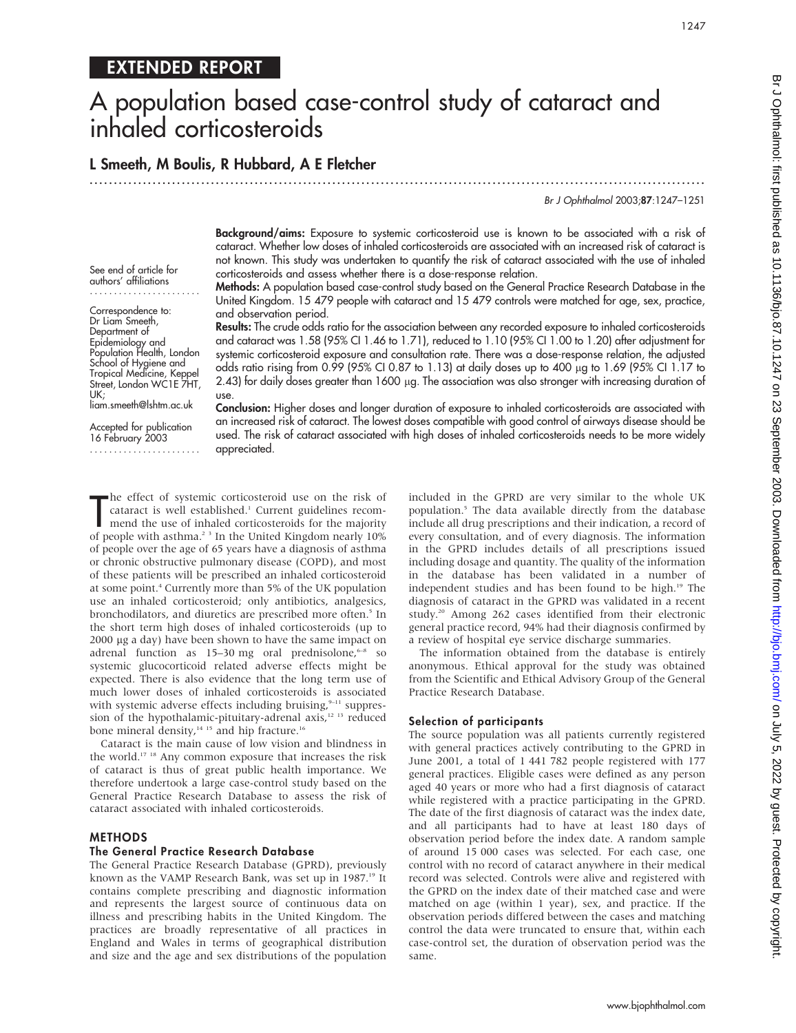EXTENDED REPORT

# A population based case-control study of cataract and inhaled corticosteroids

**L Smeeth, M Boulis, R Hubbard, A E Fletcher**

See end of article for authors' affiliations

Correspondence to: Dr Liam Smeeth, Department of Epidemiology and Population Health, London School of Hygiene and Tropical Medicine, Keppel Street, London WC1E 7HT, UK; liam.smeeth@lshtm.ac.uk

Accepted for publication 16 February 2003

**Background/aims:** Exposure to systemic corticosteroid use is known to be associated with a risk of cataract. Whether low doses of inhaled corticosteroids are associated with an increased risk of cataract is not known. This study was undertaken to quantify the risk of cataract associated with the use of inhaled corticosteroids and assess whether there is a dose-response relation.

**Methods:** A population based case-control study based on the General Practice Research Database in the United Kingdom. 15 479 people with cataract and 15 479 controls were matched for age, sex, practice, and observation period.

**Results:** The crude odds ratio for the association between any recorded exposure to inhaled corticosteroids and cataract was 1.58 (95% CI 1.46 to 1.71), reduced to 1.10 (95% CI 1.00 to 1.20) after adjustment for systemic corticosteroid exposure and consultation rate. There was a dose-response relation, the adjusted odds ratio rising from 0.99 (95% CI 0.87 to 1.13) at daily doses up to 400 µg to 1.69 (95% CI 1.17 to 2.43) for daily doses greater than 1600 µg. The association was also stronger with increasing duration of use.

**Conclusion:** Higher doses and longer duration of exposure to inhaled corticosteroids are associated with an increased risk of cataract. The lowest doses compatible with good control of airways disease should be used. The risk of cataract associated with high doses of inhaled corticosteroids needs to be more widely appreciated.

The effect of systemic corticosteroid use on the risk of cataract is well established.[1] Current guidelines recommend the use of inhaled corticosteroids for the majority of people with asthma.[2 3] In the United Kingdom nearly 10% of people over the age of 65 years have a diagnosis of asthma or chronic obstructive pulmonary disease (COPD), and most of these patients will be prescribed an inhaled corticosteroid at some point.[4] Currently more than 5% of the UK population use an inhaled corticosteroid; only antibiotics, analgesics, bronchodilators, and diuretics are prescribed more often.[5] In the short term high doses of inhaled corticosteroids (up to 2000 µg a day) have been shown to have the same impact on adrenal function as 15–30 mg oral prednisolone,[6–8] so systemic glucocorticoid related adverse effects might be expected. There is also evidence that the long term use of much lower doses of inhaled corticosteroids is associated with systemic adverse effects including bruising,[9–11] suppression of the hypothalamic-pituitary-adrenal axis,[12 13] reduced bone mineral density,[14 15] and hip fracture.[16]

Cataract is the main cause of low vision and blindness in the world.[17 18] Any common exposure that increases the risk of cataract is thus of great public health importance. We therefore undertook a large case-control study based on the General Practice Research Database to assess the risk of cataract associated with inhaled corticosteroids.

## METHODS

### The General Practice Research Database

The General Practice Research Database (GPRD), previously known as the VAMP Research Bank, was set up in 1987.[19] It contains complete prescribing and diagnostic information and represents the largest source of continuous data on illness and prescribing habits in the United Kingdom. The practices are broadly representative of all practices in England and Wales in terms of geographical distribution and size and the age and sex distributions of the population included in the GPRD are very similar to the whole UK population.[5] The data available directly from the database include all drug prescriptions and their indication, a record of every consultation, and of every diagnosis. The information in the GPRD includes details of all prescriptions issued including dosage and quantity. The quality of the information in the database has been validated in a number of independent studies and has been found to be high.[19] The diagnosis of cataract in the GPRD was validated in a recent study.[20] Among 262 cases identified from their electronic general practice record, 94% had their diagnosis confirmed by a review of hospital eye service discharge summaries.

The information obtained from the database is entirely anonymous. Ethical approval for the study was obtained from the Scientific and Ethical Advisory Group of the General Practice Research Database.

### Selection of participants

The source population was all patients currently registered with general practices actively contributing to the GPRD in June 2001, a total of 1 441 782 people registered with 177 general practices. Eligible cases were defined as any person aged 40 years or more who had a first diagnosis of cataract while registered with a practice participating in the GPRD. The date of the first diagnosis of cataract was the index date, and all participants had to have at least 180 days of observation period before the index date. A random sample of around 15 000 cases was selected. For each case, one control with no record of cataract anywhere in their medical record was selected. Controls were alive and registered with the GPRD on the index date of their matched case and were matched on age (within 1 year), sex, and practice. If the observation periods differed between the cases and matching control the data were truncated to ensure that, within each case-control set, the duration of observation period was the same.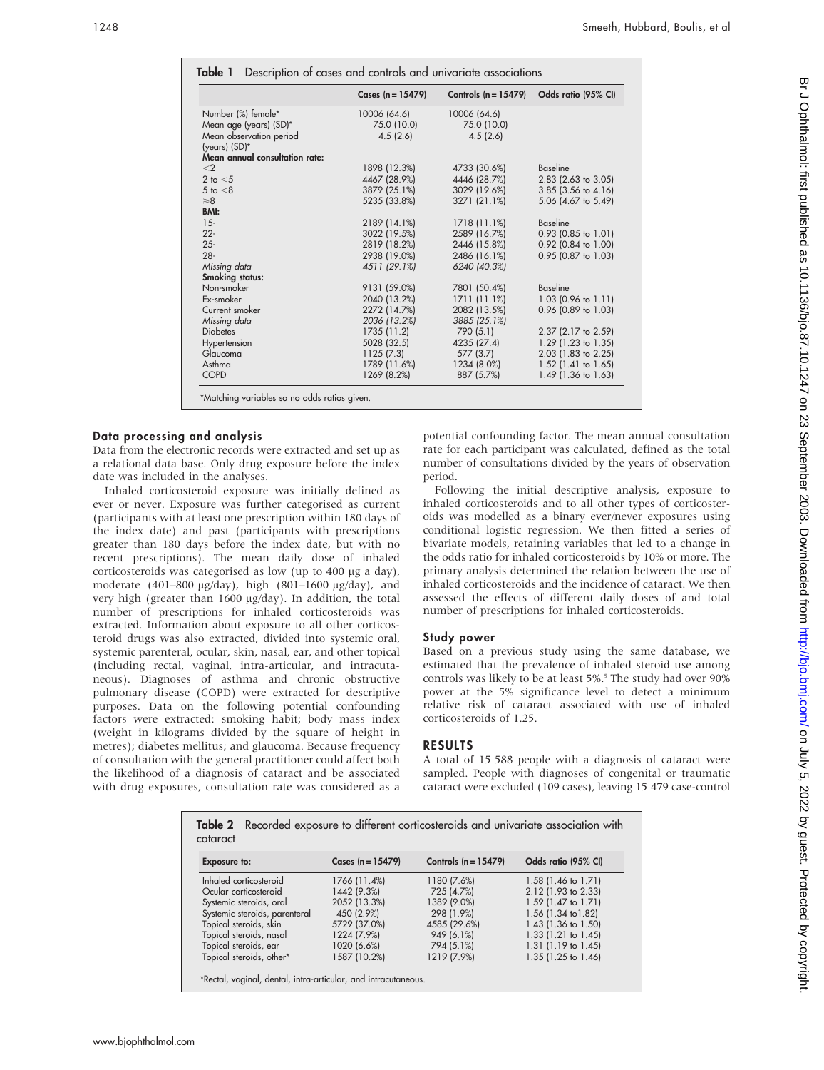**Table 1** Description of cases and controls and univariate associations

| | Cases (n = 15479) | Controls (n = 15479) | Odds ratio (95% CI) |
|---|---|---|---|
| Number (%) female* | 10006 (64.6) | 10006 (64.6) | |
| Mean age (years) (SD)* | 75.0 (10.0) | 75.0 (10.0) | |
| Mean observation period (years) (SD)* | 4.5 (2.6) | 4.5 (2.6) | |
| **Mean annual consultation rate:** | | | |
| <2 | 1898 (12.3%) | 4733 (30.6%) | Baseline |
| 2 to <5 | 4467 (28.9%) | 4446 (28.7%) | 2.83 (2.63 to 3.05) |
| 5 to <8 | 3879 (25.1%) | 3029 (19.6%) | 3.85 (3.56 to 4.16) |
| ⩾8 | 5235 (33.8%) | 3271 (21.1%) | 5.06 (4.67 to 5.49) |
| **BMI:** | | | |
| 15- | 2189 (14.1%) | 1718 (11.1%) | Baseline |
| 22- | 3022 (19.5%) | 2589 (16.7%) | 0.93 (0.85 to 1.01) |
| 25- | 2819 (18.2%) | 2446 (15.8%) | 0.92 (0.84 to 1.00) |
| 28- | 2938 (19.0%) | 2486 (16.1%) | 0.95 (0.87 to 1.03) |
| *Missing data* | *4511 (29.1%)* | *6240 (40.3%)* | |
| **Smoking status:** | | | |
| Non-smoker | 9131 (59.0%) | 7801 (50.4%) | Baseline |
| Ex-smoker | 2040 (13.2%) | 1711 (11.1%) | 1.03 (0.96 to 1.11) |
| Current smoker | 2272 (14.7%) | 2082 (13.5%) | 0.96 (0.89 to 1.03) |
| *Missing data* | *2036 (13.2%)* | *3885 (25.1%)* | |
| Diabetes | 1735 (11.2) | 790 (5.1) | 2.37 (2.17 to 2.59) |
| Hypertension | 5028 (32.5) | 4235 (27.4) | 1.29 (1.23 to 1.35) |
| Glaucoma | 1125 (7.3) | 577 (3.7) | 2.03 (1.83 to 2.25) |
| Asthma | 1789 (11.6%) | 1234 (8.0%) | 1.52 (1.41 to 1.65) |
| COPD | 1269 (8.2%) | 887 (5.7%) | 1.49 (1.36 to 1.63) |

*Matching variables so no odds ratios given.

### Data processing and analysis

Data from the electronic records were extracted and set up as a relational data base. Only drug exposure before the index date was included in the analyses.

Inhaled corticosteroid exposure was initially defined as ever or never. Exposure was further categorised as current (participants with at least one prescription within 180 days of the index date) and past (participants with prescriptions greater than 180 days before the index date, but with no recent prescriptions). The mean daily dose of inhaled corticosteroids was categorised as low (up to 400 µg a day), moderate (401–800 µg/day), high (801–1600 µg/day), and very high (greater than 1600 µg/day). In addition, the total number of prescriptions for inhaled corticosteroids was extracted. Information about exposure to all other corticosteroid drugs was also extracted, divided into systemic oral, systemic parenteral, ocular, skin, nasal, ear, and other topical (including rectal, vaginal, intra-articular, and intracutaneous). Diagnoses of asthma and chronic obstructive pulmonary disease (COPD) were extracted for descriptive purposes. Data on the following potential confounding factors were extracted: smoking habit; body mass index (weight in kilograms divided by the square of height in metres); diabetes mellitus; and glaucoma. Because frequency of consultation with the general practitioner could affect both the likelihood of a diagnosis of cataract and be associated with drug exposures, consultation rate was considered as a potential confounding factor. The mean annual consultation rate for each participant was calculated, defined as the total number of consultations divided by the years of observation period.

Following the initial descriptive analysis, exposure to inhaled corticosteroids and to all other types of corticosteroids was modelled as a binary ever/never exposures using conditional logistic regression. We then fitted a series of bivariate models, retaining variables that led to a change in the odds ratio for inhaled corticosteroids by 10% or more. The primary analysis determined the relation between the use of inhaled corticosteroids and the incidence of cataract. We then assessed the effects of different daily doses of and total number of prescriptions for inhaled corticosteroids.

### Study power

Based on a previous study using the same database, we estimated that the prevalence of inhaled steroid use among controls was likely to be at least 5%.[5] The study had over 90% power at the 5% significance level to detect a minimum relative risk of cataract associated with use of inhaled corticosteroids of 1.25.

## RESULTS

A total of 15 588 people with a diagnosis of cataract were sampled. People with diagnoses of congenital or traumatic cataract were excluded (109 cases), leaving 15 479 case-control

**Table 2** Recorded exposure to different corticosteroids and univariate association with cataract

| Exposure to: | Cases (n = 15479) | Controls (n = 15479) | Odds ratio (95% CI) |
|---|---|---|---|
| Inhaled corticosteroid | 1766 (11.4%) | 1180 (7.6%) | 1.58 (1.46 to 1.71) |
| Ocular corticosteroid | 1442 (9.3%) | 725 (4.7%) | 2.12 (1.93 to 2.33) |
| Systemic steroids, oral | 2052 (13.3%) | 1389 (9.0%) | 1.59 (1.47 to 1.71) |
| Systemic steroids, parenteral | 450 (2.9%) | 298 (1.9%) | 1.56 (1.34 to1.82) |
| Topical steroids, skin | 5729 (37.0%) | 4585 (29.6%) | 1.43 (1.36 to 1.50) |
| Topical steroids, nasal | 1224 (7.9%) | 949 (6.1%) | 1.33 (1.21 to 1.45) |
| Topical steroids, ear | 1020 (6.6%) | 794 (5.1%) | 1.31 (1.19 to 1.45) |
| Topical steroids, other* | 1587 (10.2%) | 1219 (7.9%) | 1.35 (1.25 to 1.46) |

*Rectal, vaginal, dental, intra-articular, and intracutaneous.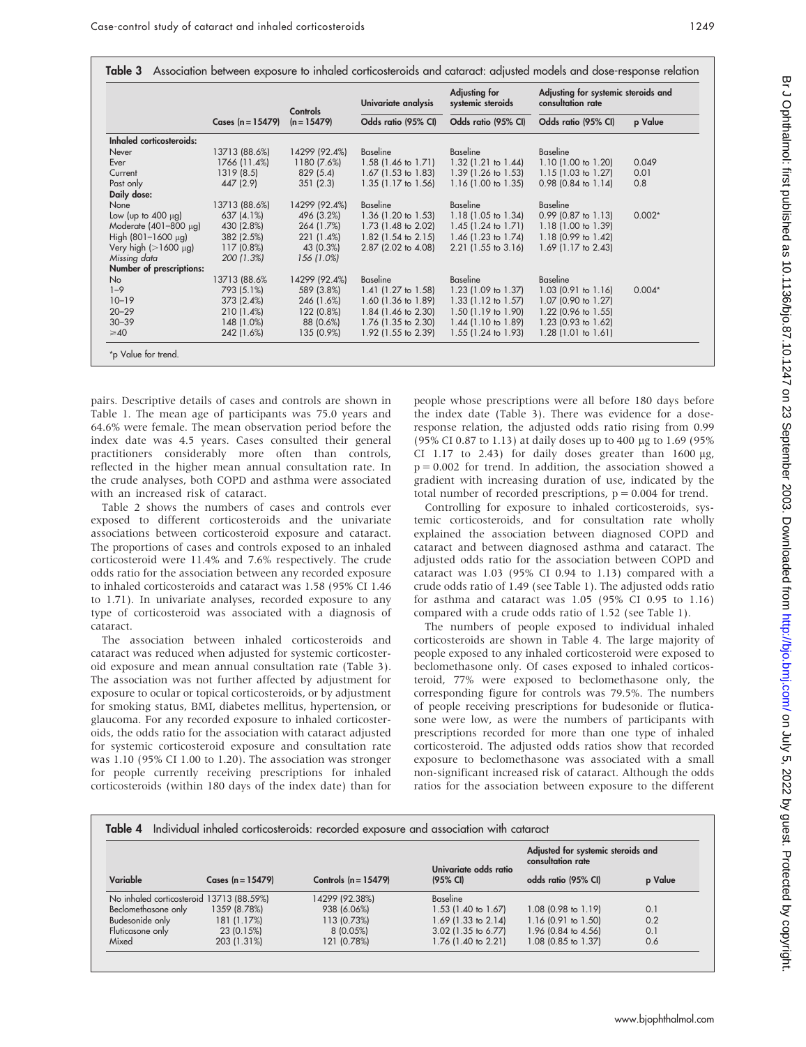**Table 3** Association between exposure to inhaled corticosteroids and cataract: adjusted models and dose-response relation

| | Cases (n = 15479) | Controls (n = 15479) | Univariate analysis | Adjusting for systemic steroids | Adjusting for systemic steroids and consultation rate | |
|---|---|---|---|---|---|---|
| | | | Odds ratio (95% CI) | Odds ratio (95% CI) | Odds ratio (95% CI) | p Value |
| **Inhaled corticosteroids:** | | | | | | |
| Never | 13713 (88.6%) | 14299 (92.4%) | Baseline | Baseline | Baseline | |
| Ever | 1766 (11.4%) | 1180 (7.6%) | 1.58 (1.46 to 1.71) | 1.32 (1.21 to 1.44) | 1.10 (1.00 to 1.20) | 0.049 |
| Current | 1319 (8.5) | 829 (5.4) | 1.67 (1.53 to 1.83) | 1.39 (1.26 to 1.53) | 1.15 (1.03 to 1.27) | 0.01 |
| Past only | 447 (2.9) | 351 (2.3) | 1.35 (1.17 to 1.56) | 1.16 (1.00 to 1.35) | 0.98 (0.84 to 1.14) | 0.8 |
| **Daily dose:** | | | | | | |
| None | 13713 (88.6%) | 14299 (92.4%) | Baseline | Baseline | Baseline | |
| Low (up to 400 μg) | 637 (4.1%) | 496 (3.2%) | 1.36 (1.20 to 1.53) | 1.18 (1.05 to 1.34) | 0.99 (0.87 to 1.13) | 0.002* |
| Moderate (401–800 μg) | 430 (2.8%) | 264 (1.7%) | 1.73 (1.48 to 2.02) | 1.45 (1.24 to 1.71) | 1.18 (1.00 to 1.39) | |
| High (801–1600 μg) | 382 (2.5%) | 221 (1.4%) | 1.82 (1.54 to 2.15) | 1.46 (1.23 to 1.74) | 1.18 (0.99 to 1.42) | |
| Very high (>1600 μg) | 117 (0.8%) | 43 (0.3%) | 2.87 (2.02 to 4.08) | 2.21 (1.55 to 3.16) | 1.69 (1.17 to 2.43) | |
| *Missing data* | *200 (1.3%)* | *156 (1.0%)* | | | | |
| **Number of prescriptions:** | | | | | | |
| No | 13713 (88.6% | 14299 (92.4%) | Baseline | Baseline | Baseline | |
| 1–9 | 793 (5.1%) | 589 (3.8%) | 1.41 (1.27 to 1.58) | 1.23 (1.09 to 1.37) | 1.03 (0.91 to 1.16) | 0.004* |
| 10–19 | 373 (2.4%) | 246 (1.6%) | 1.60 (1.36 to 1.89) | 1.33 (1.12 to 1.57) | 1.07 (0.90 to 1.27) | |
| 20–29 | 210 (1.4%) | 122 (0.8%) | 1.84 (1.46 to 2.30) | 1.50 (1.19 to 1.90) | 1.22 (0.96 to 1.55) | |
| 30–39 | 148 (1.0%) | 88 (0.6%) | 1.76 (1.35 to 2.30) | 1.44 (1.10 to 1.89) | 1.23 (0.93 to 1.62) | |
| ≥40 | 242 (1.6%) | 135 (0.9%) | 1.92 (1.55 to 2.39) | 1.55 (1.24 to 1.93) | 1.28 (1.01 to 1.61) | |

*p Value for trend.

pairs. Descriptive details of cases and controls are shown in Table 1. The mean age of participants was 75.0 years and 64.6% were female. The mean observation period before the index date was 4.5 years. Cases consulted their general practitioners considerably more often than controls, reflected in the higher mean annual consultation rate. In the crude analyses, both COPD and asthma were associated with an increased risk of cataract.

Table 2 shows the numbers of cases and controls ever exposed to different corticosteroids and the univariate associations between corticosteroid exposure and cataract. The proportions of cases and controls exposed to an inhaled corticosteroid were 11.4% and 7.6% respectively. The crude odds ratio for the association between any recorded exposure to inhaled corticosteroids and cataract was 1.58 (95% CI 1.46 to 1.71). In univariate analyses, recorded exposure to any type of corticosteroid was associated with a diagnosis of cataract.

The association between inhaled corticosteroids and cataract was reduced when adjusted for systemic corticosteroid exposure and mean annual consultation rate (Table 3). The association was not further affected by adjustment for exposure to ocular or topical corticosteroids, or by adjustment for smoking status, BMI, diabetes mellitus, hypertension, or glaucoma. For any recorded exposure to inhaled corticosteroids, the odds ratio for the association with cataract adjusted for systemic corticosteroid exposure and consultation rate was 1.10 (95% CI 1.00 to 1.20). The association was stronger for people currently receiving prescriptions for inhaled corticosteroids (within 180 days of the index date) than for people whose prescriptions were all before 180 days before the index date (Table 3). There was evidence for a dose-response relation, the adjusted odds ratio rising from 0.99 (95% CI 0.87 to 1.13) at daily doses up to 400 μg to 1.69 (95% CI 1.17 to 2.43) for daily doses greater than 1600 μg, $p = 0.002$ for trend. In addition, the association showed a gradient with increasing duration of use, indicated by the total number of recorded prescriptions, $p = 0.004$ for trend.

Controlling for exposure to inhaled corticosteroids, systemic corticosteroids, and for consultation rate wholly explained the association between diagnosed COPD and cataract and between diagnosed asthma and cataract. The adjusted odds ratio for the association between COPD and cataract was 1.03 (95% CI 0.94 to 1.13) compared with a crude odds ratio of 1.49 (see Table 1). The adjusted odds ratio for asthma and cataract was 1.05 (95% CI 0.95 to 1.16) compared with a crude odds ratio of 1.52 (see Table 1).

The numbers of people exposed to individual inhaled corticosteroids are shown in Table 4. The large majority of people exposed to any inhaled corticosteroid were exposed to beclomethasone only. Of cases exposed to inhaled corticosteroid, 77% were exposed to beclomethasone only, the corresponding figure for controls was 79.5%. The numbers of people receiving prescriptions for budesonide or fluticasone were low, as were the numbers of participants with prescriptions recorded for more than one type of inhaled corticosteroid. The adjusted odds ratios show that recorded exposure to beclomethasone was associated with a small non-significant increased risk of cataract. Although the odds ratios for the association between exposure to the different

**Table 4** Individual inhaled corticosteroids: recorded exposure and association with cataract

| Variable | Cases (n = 15479) | Controls (n = 15479) | Univariate odds ratio (95% CI) | Adjusted for systemic steroids and consultation rate odds ratio (95% CI) | p Value |
|---|---|---|---|---|---|
| No inhaled corticosteroid | 13713 (88.59%) | 14299 (92.38%) | Baseline | | |
| Beclomethasone only | 1359 (8.78%) | 938 (6.06%) | 1.53 (1.40 to 1.67) | 1.08 (0.98 to 1.19) | 0.1 |
| Budesonide only | 181 (1.17%) | 113 (0.73%) | 1.69 (1.33 to 2.14) | 1.16 (0.91 to 1.50) | 0.2 |
| Fluticasone only | 23 (0.15%) | 8 (0.05%) | 3.02 (1.35 to 6.77) | 1.96 (0.84 to 4.56) | 0.1 |
| Mixed | 203 (1.31%) | 121 (0.78%) | 1.76 (1.40 to 2.21) | 1.08 (0.85 to 1.37) | 0.6 |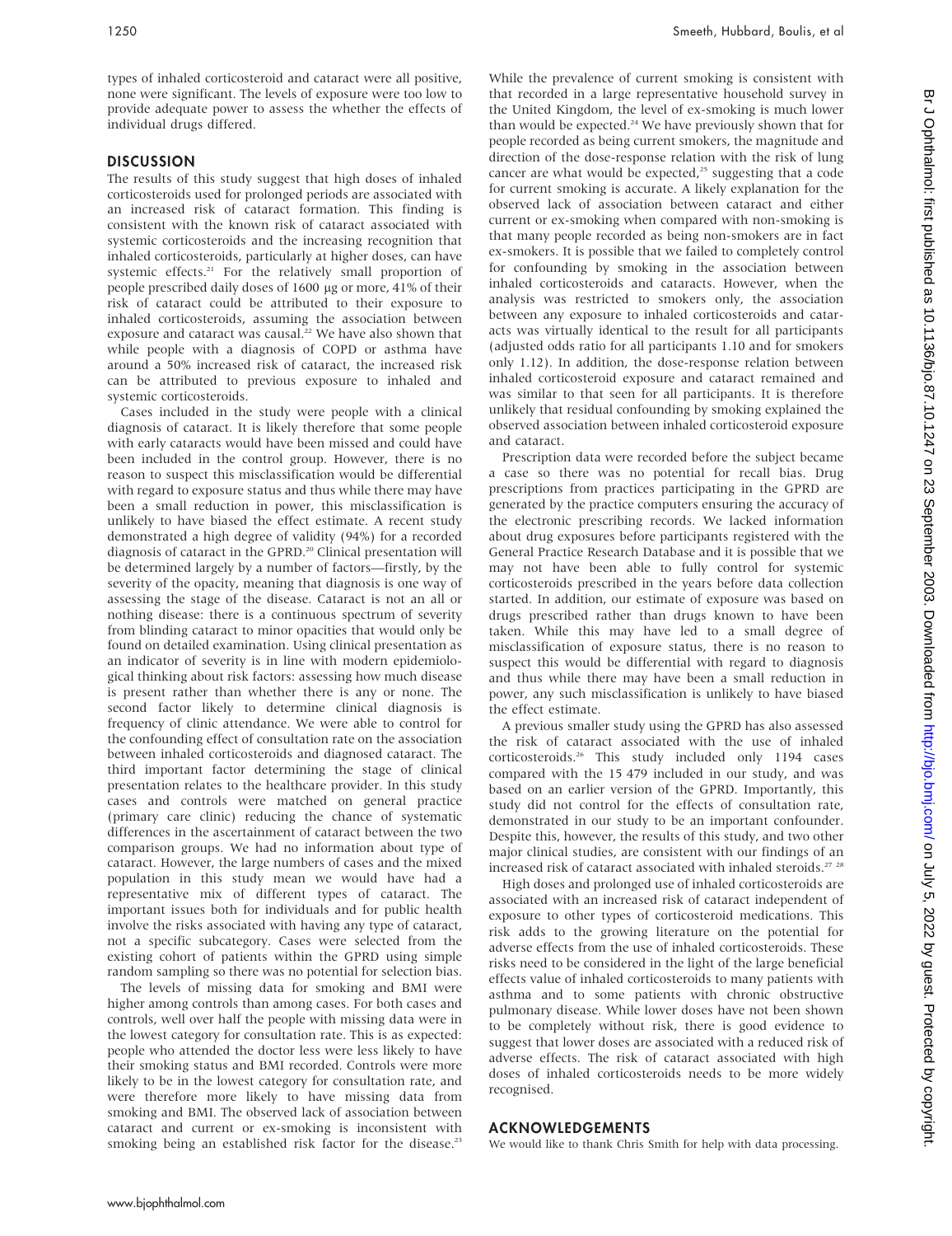types of inhaled corticosteroid and cataract were all positive, none were significant. The levels of exposure were too low to provide adequate power to assess the whether the effects of individual drugs differed.

## DISCUSSION

The results of this study suggest that high doses of inhaled corticosteroids used for prolonged periods are associated with an increased risk of cataract formation. This finding is consistent with the known risk of cataract associated with systemic corticosteroids and the increasing recognition that inhaled corticosteroids, particularly at higher doses, can have systemic effects.[21] For the relatively small proportion of people prescribed daily doses of 1600 µg or more, 41% of their risk of cataract could be attributed to their exposure to inhaled corticosteroids, assuming the association between exposure and cataract was causal.[22] We have also shown that while people with a diagnosis of COPD or asthma have around a 50% increased risk of cataract, the increased risk can be attributed to previous exposure to inhaled and systemic corticosteroids.

Cases included in the study were people with a clinical diagnosis of cataract. It is likely therefore that some people with early cataracts would have been missed and could have been included in the control group. However, there is no reason to suspect this misclassification would be differential with regard to exposure status and thus while there may have been a small reduction in power, this misclassification is unlikely to have biased the effect estimate. A recent study demonstrated a high degree of validity (94%) for a recorded diagnosis of cataract in the GPRD.[20] Clinical presentation will be determined largely by a number of factors—firstly, by the severity of the opacity, meaning that diagnosis is one way of assessing the stage of the disease. Cataract is not an all or nothing disease: there is a continuous spectrum of severity from blinding cataract to minor opacities that would only be found on detailed examination. Using clinical presentation as an indicator of severity is in line with modern epidemiological thinking about risk factors: assessing how much disease is present rather than whether there is any or none. The second factor likely to determine clinical diagnosis is frequency of clinic attendance. We were able to control for the confounding effect of consultation rate on the association between inhaled corticosteroids and diagnosed cataract. The third important factor determining the stage of clinical presentation relates to the healthcare provider. In this study cases and controls were matched on general practice (primary care clinic) reducing the chance of systematic differences in the ascertainment of cataract between the two comparison groups. We had no information about type of cataract. However, the large numbers of cases and the mixed population in this study mean we would have had a representative mix of different types of cataract. The important issues both for individuals and for public health involve the risks associated with having any type of cataract, not a specific subcategory. Cases were selected from the existing cohort of patients within the GPRD using simple random sampling so there was no potential for selection bias.

The levels of missing data for smoking and BMI were higher among controls than among cases. For both cases and controls, well over half the people with missing data were in the lowest category for consultation rate. This is as expected: people who attended the doctor less were less likely to have their smoking status and BMI recorded. Controls were more likely to be in the lowest category for consultation rate, and were therefore more likely to have missing data from smoking and BMI. The observed lack of association between cataract and current or ex-smoking is inconsistent with smoking being an established risk factor for the disease.[23] While the prevalence of current smoking is consistent with that recorded in a large representative household survey in the United Kingdom, the level of ex-smoking is much lower than would be expected.[24] We have previously shown that for people recorded as being current smokers, the magnitude and direction of the dose-response relation with the risk of lung cancer are what would be expected,[25] suggesting that a code for current smoking is accurate. A likely explanation for the observed lack of association between cataract and either current or ex-smoking when compared with non-smoking is that many people recorded as being non-smokers are in fact ex-smokers. It is possible that we failed to completely control for confounding by smoking in the association between inhaled corticosteroids and cataracts. However, when the analysis was restricted to smokers only, the association between any exposure to inhaled corticosteroids and cataracts was virtually identical to the result for all participants (adjusted odds ratio for all participants 1.10 and for smokers only 1.12). In addition, the dose-response relation between inhaled corticosteroid exposure and cataract remained and was similar to that seen for all participants. It is therefore unlikely that residual confounding by smoking explained the observed association between inhaled corticosteroid exposure and cataract.

Prescription data were recorded before the subject became a case so there was no potential for recall bias. Drug prescriptions from practices participating in the GPRD are generated by the practice computers ensuring the accuracy of the electronic prescribing records. We lacked information about drug exposures before participants registered with the General Practice Research Database and it is possible that we may not have been able to fully control for systemic corticosteroids prescribed in the years before data collection started. In addition, our estimate of exposure was based on drugs prescribed rather than drugs known to have been taken. While this may have led to a small degree of misclassification of exposure status, there is no reason to suspect this would be differential with regard to diagnosis and thus while there may have been a small reduction in power, any such misclassification is unlikely to have biased the effect estimate.

A previous smaller study using the GPRD has also assessed the risk of cataract associated with the use of inhaled corticosteroids.[26] This study included only 1194 cases compared with the 15 479 included in our study, and was based on an earlier version of the GPRD. Importantly, this study did not control for the effects of consultation rate, demonstrated in our study to be an important confounder. Despite this, however, the results of this study, and two other major clinical studies, are consistent with our findings of an increased risk of cataract associated with inhaled steroids.[27,28]

High doses and prolonged use of inhaled corticosteroids are associated with an increased risk of cataract independent of exposure to other types of corticosteroid medications. This risk adds to the growing literature on the potential for adverse effects from the use of inhaled corticosteroids. These risks need to be considered in the light of the large beneficial effects value of inhaled corticosteroids to many patients with asthma and to some patients with chronic obstructive pulmonary disease. While lower doses have not been shown to be completely without risk, there is good evidence to suggest that lower doses are associated with a reduced risk of adverse effects. The risk of cataract associated with high doses of inhaled corticosteroids needs to be more widely recognised.

## ACKNOWLEDGEMENTS

We would like to thank Chris Smith for help with data processing.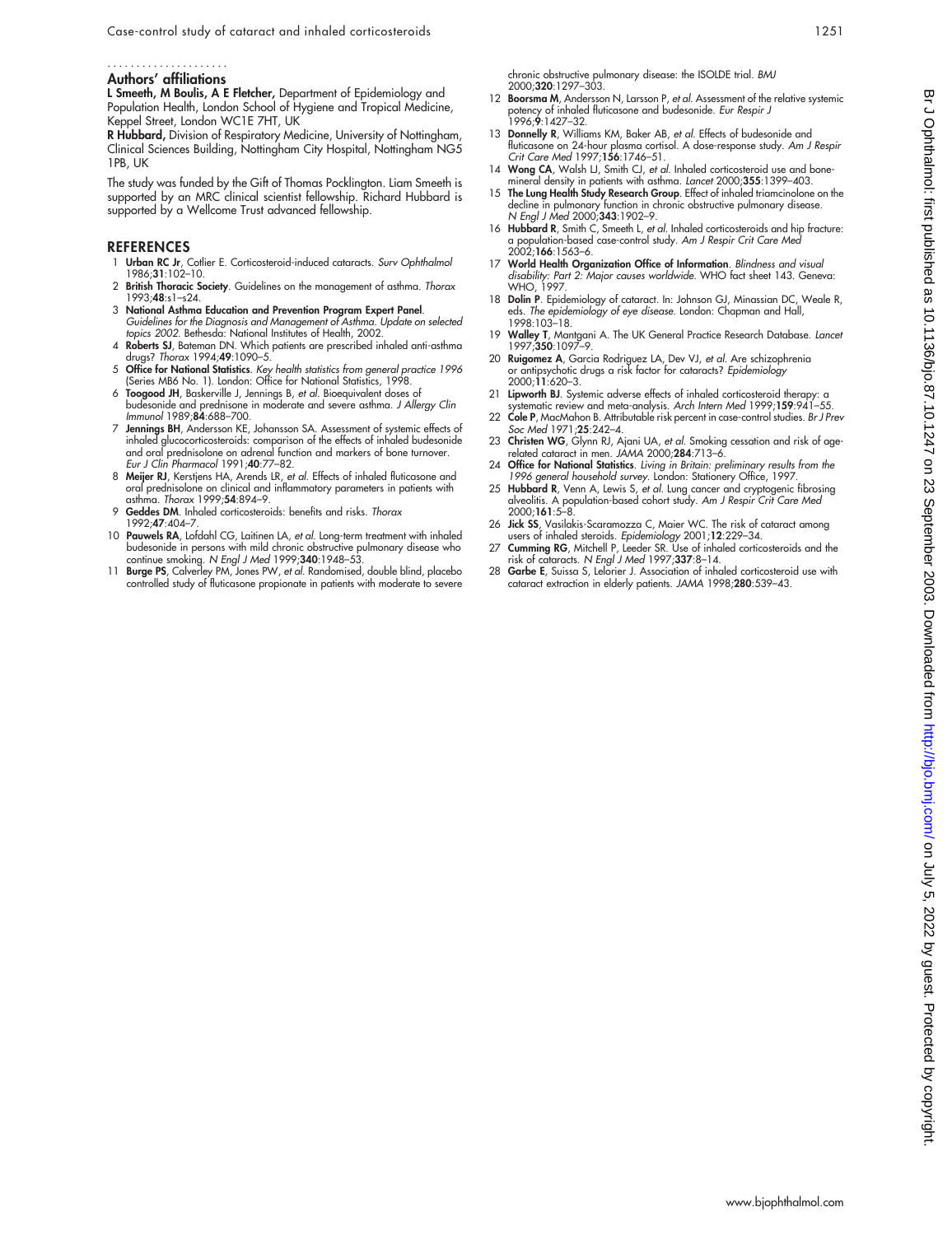### Authors' affiliations

**L Smeeth, M Boulis, A E Fletcher,** Department of Epidemiology and Population Health, London School of Hygiene and Tropical Medicine, Keppel Street, London WC1E 7HT, UK

**R Hubbard,** Division of Respiratory Medicine, University of Nottingham, Clinical Sciences Building, Nottingham City Hospital, Nottingham NG5 1PB, UK

The study was funded by the Gift of Thomas Pocklington. Liam Smeeth is supported by an MRC clinical scientist fellowship. Richard Hubbard is supported by a Wellcome Trust advanced fellowship.

## REFERENCES

1. **Urban RC Jr**, Cotlier E. Corticosteroid-induced cataracts. *Surv Ophthalmol* 1986;**31**:102–10.
2. **British Thoracic Society**. Guidelines on the management of asthma. *Thorax* 1993;**48**:s1–s24.
3. **National Asthma Education and Prevention Program Expert Panel**. *Guidelines for the Diagnosis and Management of Asthma. Update on selected topics 2002.* Bethesda: National Institutes of Health, 2002.
4. **Roberts SJ**, Bateman DN. Which patients are prescribed inhaled anti-asthma drugs? *Thorax* 1994;**49**:1090–5.
5. **Office for National Statistics**. *Key health statistics from general practice 1996* (Series MB6 No. 1). London: Office for National Statistics, 1998.
6. **Toogood JH**, Baskerville J, Jennings B, *et al*. Bioequivalent doses of budesonide and prednisone in moderate and severe asthma. *J Allergy Clin Immunol* 1989;**84**:688–700.
7. **Jennings BH**, Andersson KE, Johansson SA. Assessment of systemic effects of inhaled glucocorticosteroids: comparison of the effects of inhaled budesonide and oral prednisolone on adrenal function and markers of bone turnover. *Eur J Clin Pharmacol* 1991;**40**:77–82.
8. **Meijer RJ**, Kerstjens HA, Arends LR, *et al*. Effects of inhaled fluticasone and oral prednisolone on clinical and inflammatory parameters in patients with asthma. *Thorax* 1999;**54**:894–9.
9. **Geddes DM**. Inhaled corticosteroids: benefits and risks. *Thorax* 1992;**47**:404–7.
10. **Pauwels RA**, Lofdahl CG, Laitinen LA, *et al*. Long-term treatment with inhaled budesonide in persons with mild chronic obstructive pulmonary disease who continue smoking. *N Engl J Med* 1999;**340**:1948–53.
11. **Burge PS**, Calverley PM, Jones PW, *et al*. Randomised, double blind, placebo controlled study of fluticasone propionate in patients with moderate to severe chronic obstructive pulmonary disease: the ISOLDE trial. *BMJ* 2000;**320**:1297–303.
12. **Boorsma M**, Andersson N, Larsson P, *et al*. Assessment of the relative systemic potency of inhaled fluticasone and budesonide. *Eur Respir J* 1996;**9**:1427–32.
13. **Donnelly R**, Williams KM, Baker AB, *et al*. Effects of budesonide and fluticasone on 24-hour plasma cortisol. A dose-response study. *Am J Respir Crit Care Med* 1997;**156**:1746–51.
14. **Wong CA**, Walsh LJ, Smith CJ, *et al*. Inhaled corticosteroid use and bone-mineral density in patients with asthma. *Lancet* 2000;**355**:1399–403.
15. **The Lung Health Study Research Group**. Effect of inhaled triamcinolone on the decline in pulmonary function in chronic obstructive pulmonary disease. *N Engl J Med* 2000;**343**:1902–9.
16. **Hubbard R**, Smith C, Smeeth L, *et al*. Inhaled corticosteroids and hip fracture: a population-based case-control study. *Am J Respir Crit Care Med* 2002;**166**:1563–6.
17. **World Health Organization Office of Information**. *Blindness and visual disability: Part 2: Major causes worldwide.* WHO fact sheet 143. Geneva: WHO, 1997.
18. **Dolin P**. Epidemiology of cataract. In: Johnson GJ, Minassian DC, Weale R, eds. *The epidemiology of eye disease.* London: Chapman and Hall, 1998:103–18.
19. **Walley T**, Mantgani A. The UK General Practice Research Database. *Lancet* 1997;**350**:1097–9.
20. **Ruigomez A**, Garcia Rodriguez LA, Dev VJ, *et al*. Are schizophrenia or antipsychotic drugs a risk factor for cataracts? *Epidemiology* 2000;**11**:620–3.
21. **Lipworth BJ**. Systemic adverse effects of inhaled corticosteroid therapy: a systematic review and meta-analysis. *Arch Intern Med* 1999;**159**:941–55.
22. **Cole P**, MacMahon B. Attributable risk percent in case-control studies. *Br J Prev Soc Med* 1971;**25**:242–4.
23. **Christen WG**, Glynn RJ, Ajani UA, *et al*. Smoking cessation and risk of age-related cataract in men. *JAMA* 2000;**284**:713–6.
24. **Office for National Statistics**. *Living in Britain: preliminary results from the 1996 general household survey.* London: Stationery Office, 1997.
25. **Hubbard R**, Venn A, Lewis S, *et al*. Lung cancer and cryptogenic fibrosing alveolitis. A population-based cohort study. *Am J Respir Crit Care Med* 2000;**161**:5–8.
26. **Jick SS**, Vasilakis-Scaramozza C, Maier WC. The risk of cataract among users of inhaled steroids. *Epidemiology* 2001;**12**:229–34.
27. **Cumming RG**, Mitchell P, Leeder SR. Use of inhaled corticosteroids and the risk of cataracts. *N Engl J Med* 1997;**337**:8–14.
28. **Garbe E**, Suissa S, Lelorier J. Association of inhaled corticosteroid use with cataract extraction in elderly patients. *JAMA* 1998;**280**:539–43.